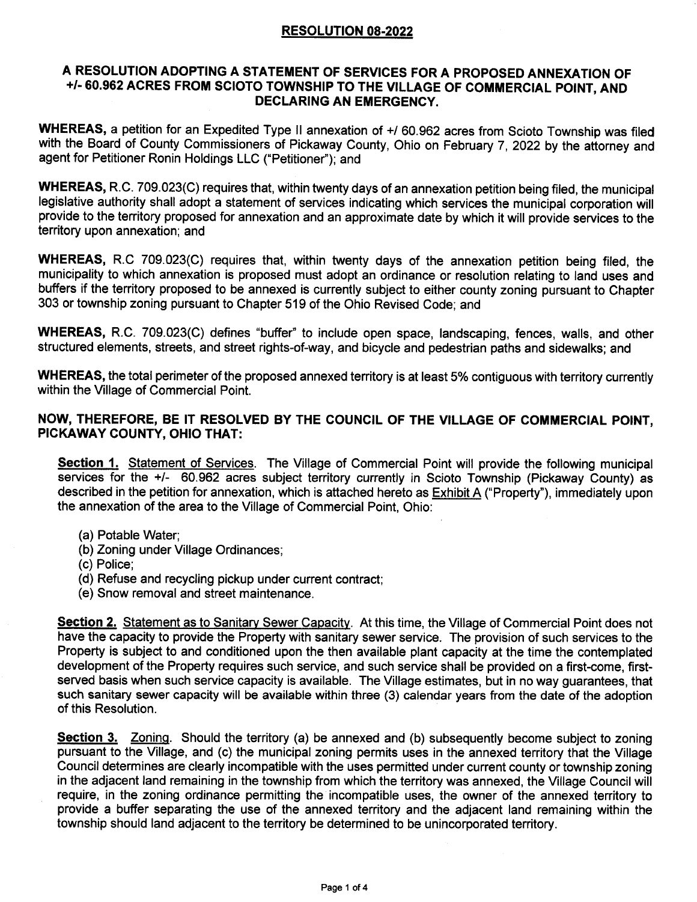# RESOLUTION 08-2022

## A RESOLUTION ADOPTING A STATEMENT OF SERVICES FOR A PROPOSED ANNEXATION OF +/- 60.962 ACRES FROM SCIOTO TOWNSHIP TO THE VILLAGE OF COMMERCIAL POINT, AND DECLARING AN EMERGENCY.

**WHEREAS,** a petition for an Expedited Type II annexation of +/ 60.962 acres from Scioto Township was filed with the Board of County Commissioners of Pickaway County, Ohio on February 7, 2022 by the attorney and agent for Petitioner Ronin Holdings LLC ("Petitioner"); and

**WHEREAS,** R.C. 709.023(C) requires that, within twenty days of an annexation petition being filed, the municipal legislative authority shall adopt a statement of services indicating which services the municipal corporation will provide to the territory proposed for annexation and an approximate date by which it will provide services to the territory upon annexation; and

**WHEREAS,** R.C 709.023(C) requires that, within twenty days of the annexation petition being filed, the municipality to which annexation is proposed must adopt an ordinance or resolution relating to land uses and buffers if the territory proposed to be annexed is currently subject to either county zoning pursuant to Chapter 303 or township zoning pursuant to Chapter 519 of the Ohio Revised Code; and

**WHEREAS,** R.C. 709.023(C) defines "buffer" to include open space, landscaping, fences, walls, and other structured elements, streets, and street rights-of-way, and bicycle and pedestrian paths and sidewalks; and

**WHEREAS,** the total perimeter of the proposed annexed territory is at least 5% contiguous with territory currently within the Village of Commercial Point.

**NOW, THEREFORE, BE IT RESOLVED BY THE COUNCIL OF THE VILLAGE OF COMMERCIAL POINT, PICKAWAY COUNTY, OHIO THAT:**

**Section 1.** Statement of Services. The Village of Commercial Point will provide the following municipal services for the +/- 60.962 acres subject territory currently in Scioto Township (Pickaway County) as described in the petition for annexation, which is attached hereto as Exhibit A ("Property"), immediately upon the annexation of the area to the Village of Commercial Point, Ohio:

(a) Potable Water;
(b) Zoning under Village Ordinances;
(c) Police;
(d) Refuse and recycling pickup under current contract;
(e) Snow removal and street maintenance.

**Section 2.** Statement as to Sanitary Sewer Capacity. At this time, the Village of Commercial Point does not have the capacity to provide the Property with sanitary sewer service. The provision of such services to the Property is subject to and conditioned upon the then available plant capacity at the time the contemplated development of the Property requires such service, and such service shall be provided on a first-come, first-served basis when such service capacity is available. The Village estimates, but in no way guarantees, that such sanitary sewer capacity will be available within three (3) calendar years from the date of the adoption of this Resolution.

**Section 3.** Zoning. Should the territory (a) be annexed and (b) subsequently become subject to zoning pursuant to the Village, and (c) the municipal zoning permits uses in the annexed territory that the Village Council determines are clearly incompatible with the uses permitted under current county or township zoning in the adjacent land remaining in the township from which the territory was annexed, the Village Council will require, in the zoning ordinance permitting the incompatible uses, the owner of the annexed territory to provide a buffer separating the use of the annexed territory and the adjacent land remaining within the township should land adjacent to the territory be determined to be unincorporated territory.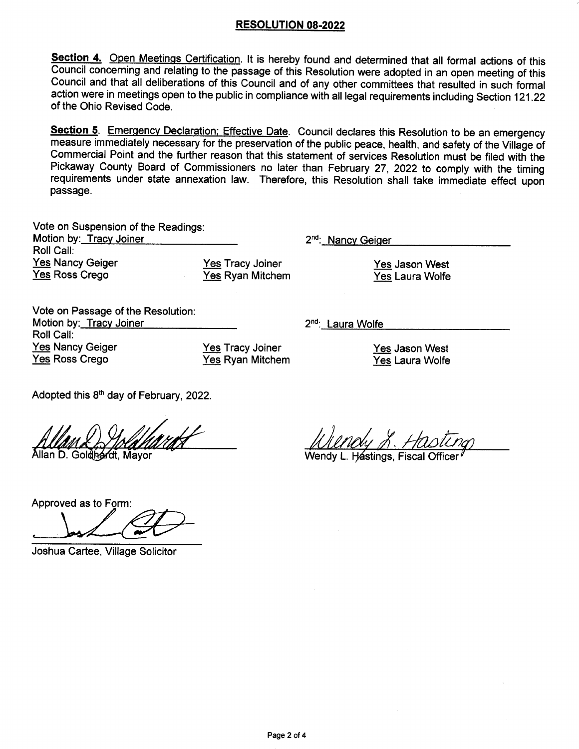## RESOLUTION 08-2022

**Section 4.** Open Meetings Certification. It is hereby found and determined that all formal actions of this Council concerning and relating to the passage of this Resolution were adopted in an open meeting of this Council and that all deliberations of this Council and of any other committees that resulted in such formal action were in meetings open to the public in compliance with all legal requirements including Section 121.22 of the Ohio Revised Code.

**Section 5**. Emergency Declaration; Effective Date. Council declares this Resolution to be an emergency measure immediately necessary for the preservation of the public peace, health, and safety of the Village of Commercial Point and the further reason that this statement of services Resolution must be filed with the Pickaway County Board of Commissioners no later than February 27, 2022 to comply with the timing requirements under state annexation law. Therefore, this Resolution shall take immediate effect upon passage.

Vote on Suspension of the Readings:
Motion by: Tracy Joiner 2nd: Nancy Geiger
Roll Call:
Yes Nancy Geiger
Yes Ross Crego
Yes Tracy Joiner
Yes Ryan Mitchem
Yes Jason West
Yes Laura Wolfe

Vote on Passage of the Resolution:
Motion by: Tracy Joiner 2nd: Laura Wolfe
Roll Call:
Yes Nancy Geiger
Yes Ross Crego
Yes Tracy Joiner
Yes Ryan Mitchem
Yes Jason West
Yes Laura Wolfe

Adopted this 8th day of February, 2022.

Allan D. Goldhardt, Mayor

Wendy L. Hastings, Fiscal Officer

Approved as to Form:

Joshua Cartee, Village Solicitor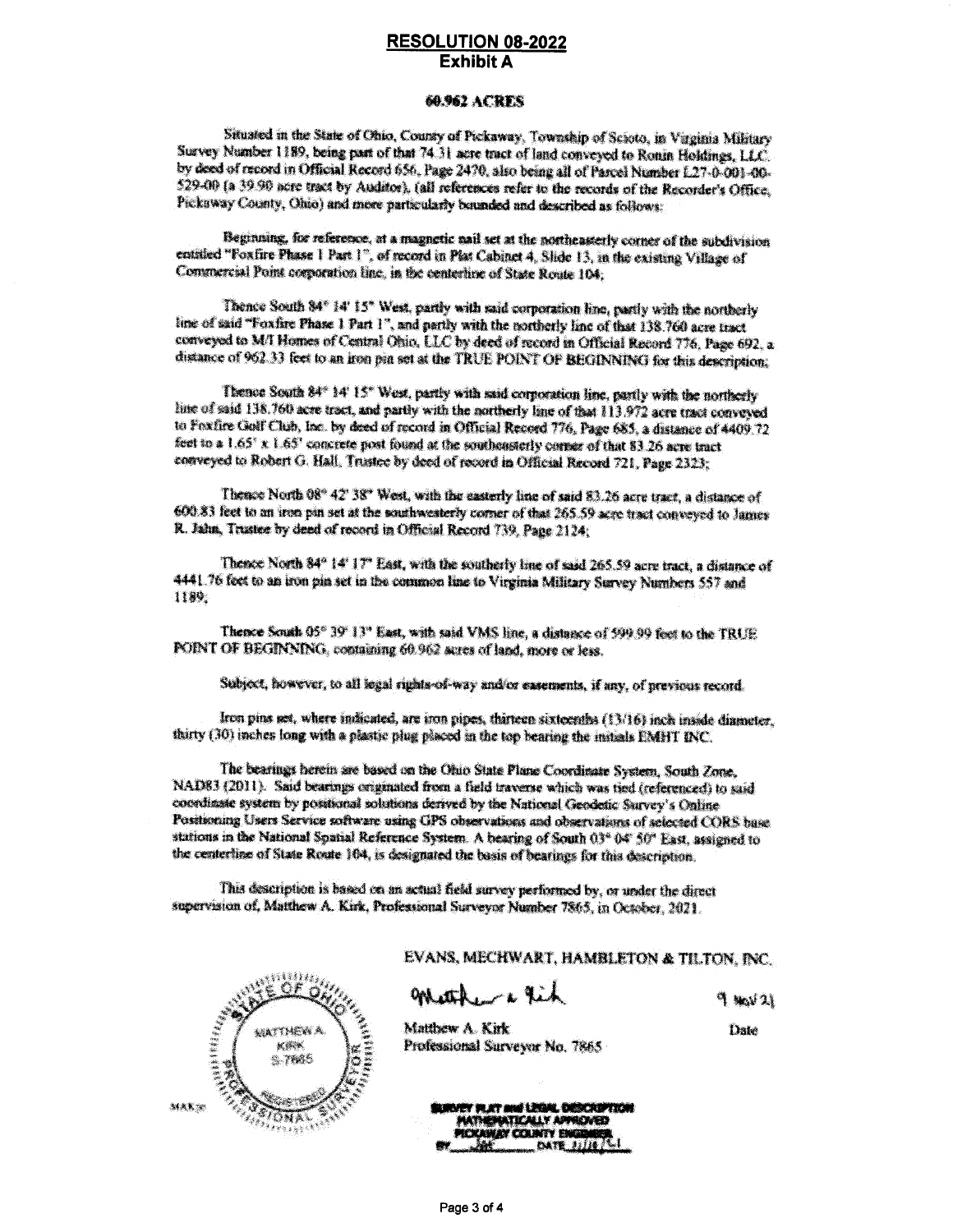# RESOLUTION 08-2022
## Exhibit A

### 60.962 ACRES

Situated in the State of Ohio, County of Pickaway, Township of Scioto, in Virginia Military Survey Number 1189, being part of that 74.31 acre tract of land conveyed to Ronin Holdings, LLC by deed of record in Official Record 656, Page 2470, also being all of Parcel Number L27-0-001-00-529-00 (a 39.90 acre tract by Auditor), (all references refer to the records of the Recorder's Office, Pickaway County, Ohio) and more particularly bounded and described as follows:

Beginning, for reference, at a magnetic nail set at the northeasterly corner of the subdivision entitled "Foxfire Phase 1 Part 1", of record in Plat Cabinet 4, Slide 13, in the existing Village of Commercial Point corporation line, in the centerline of State Route 104;

Thence South 84° 14' 15" West, partly with said corporation line, partly with the northerly line of said "Foxfire Phase 1 Part 1", and partly with the northerly line of that 138.760 acre tract conveyed to M/I Homes of Central Ohio, LLC by deed of record in Official Record 776, Page 692, a distance of 962.33 feet to an iron pin set at the TRUE POINT OF BEGINNING for this description;

Thence South 84° 14' 15" West, partly with said corporation line, partly with the northerly line of said 138.760 acre tract, and partly with the northerly line of that 113.972 acre tract conveyed to Foxfire Golf Club, Inc. by deed of record in Official Record 776, Page 685, a distance of 4409.72 feet to a 1.65' x 1.65' concrete post found at the southeasterly corner of that 83.26 acre tract conveyed to Robert G. Hall, Trustee by deed of record in Official Record 721, Page 2323;

Thence North 08° 42' 38" West, with the easterly line of said 83.26 acre tract, a distance of 600.83 feet to an iron pin set at the southwesterly corner of that 265.59 acre tract conveyed to James R. Jahn, Trustee by deed of record in Official Record 739, Page 2124;

Thence North 84° 14' 17" East, with the southerly line of said 265.59 acre tract, a distance of 4441.76 feet to an iron pin set in the common line to Virginia Military Survey Numbers 557 and 1189;

Thence South 05° 39' 13" East, with said VMS line, a distance of 599.99 feet to the TRUE POINT OF BEGINNING, containing 60.962 acres of land, more or less.

Subject, however, to all legal rights-of-way and/or easements, if any, of previous record.

Iron pins set, where indicated, are iron pipes, thirteen sixteenths (13/16) inch inside diameter, thirty (30) inches long with a plastic plug placed in the top bearing the initials EMHT INC.

The bearings herein are based on the Ohio State Plane Coordinate System, South Zone, NAD83 (2011). Said bearings originated from a field traverse which was tied (referenced) to said coordinate system by positional solutions derived by the National Geodetic Survey's Online Positioning Users Service software using GPS observations and observations of selected CORS base stations in the National Spatial Reference System. A bearing of South 03° 04' 50" East, assigned to the centerline of State Route 104, is designated the basis of bearings for this description.

This description is based on an actual field survey performed by, or under the direct supervision of, Matthew A. Kirk, Professional Surveyor Number 7865, in October, 2021.

EVANS, MECHWART, HAMBLETON & TILTON, INC.

Matthew A. Kirk — 9 Nov 21
Professional Surveyor No. 7865 — Date

STATE OF OHIO — MATTHEW A. KIRK — S-7865 — REGISTERED — PROFESSIONAL SURVEYOR

MAK:so

SURVEY PLAT and LEGAL DESCRIPTION
MATHEMATICALLY APPROVED
PICKAWAY COUNTY ENGINEER
BY JAE DATE 11/16/21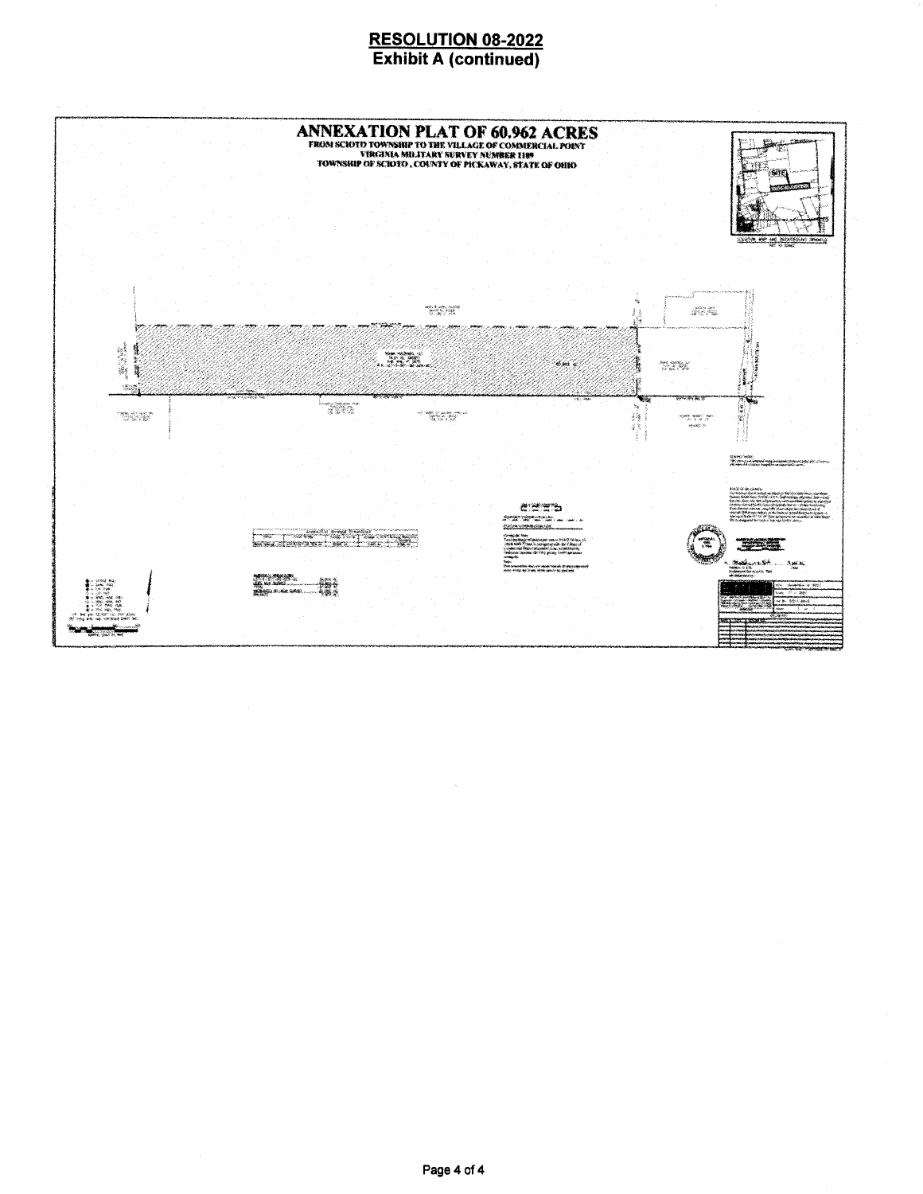## RESOLUTION 08-2022
### Exhibit A (continued)

# ANNEXATION PLAT OF 60.962 ACRES

**FROM SCIOTO TOWNSHIP TO THE VILLAGE OF COMMERCIAL POINT**
**VIRGINIA MILITARY SURVEY NUMBER 1189**
**TOWNSHIP OF SCIOTO , COUNTY OF PICKAWAY, STATE OF OHIO**